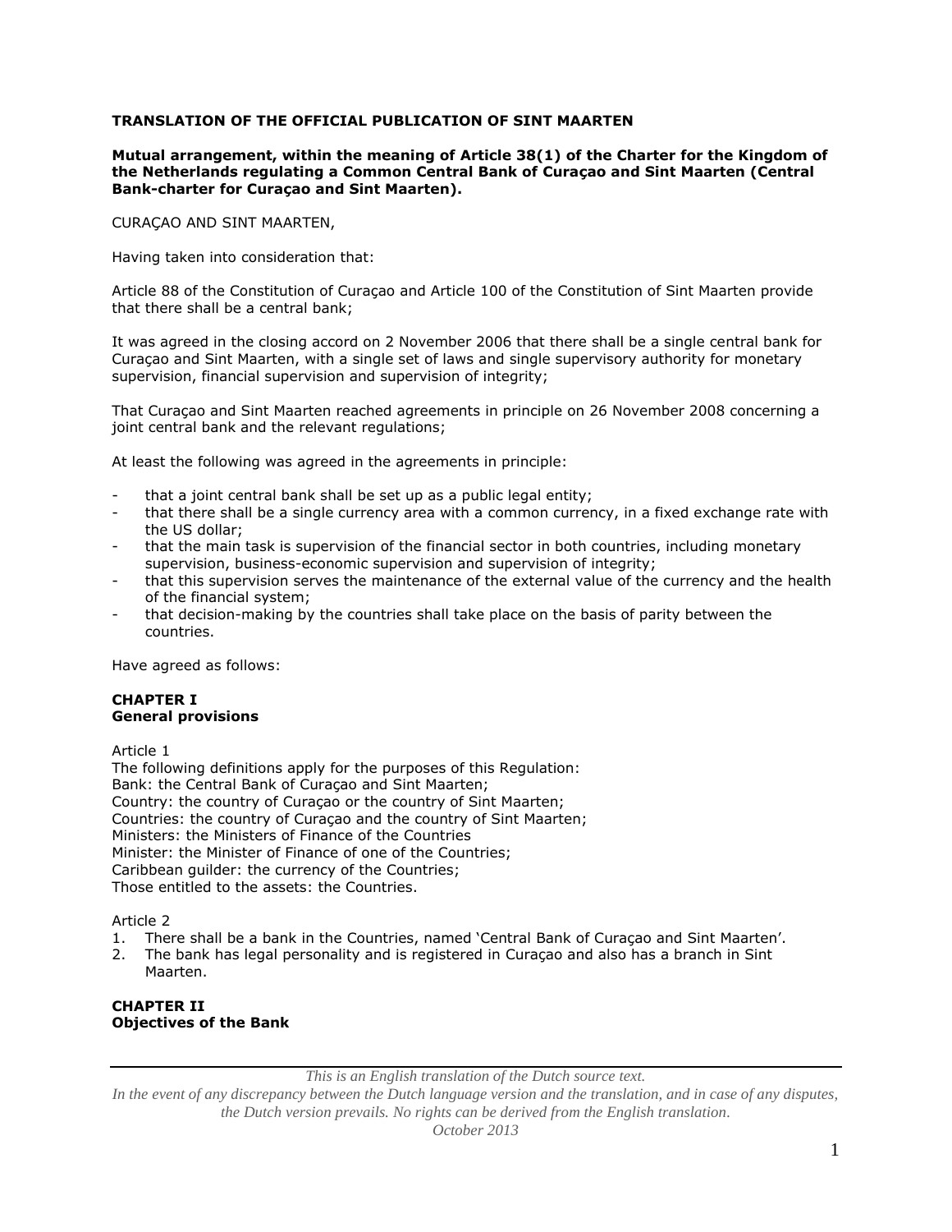**TRANSLATION OF THE OFFICIAL PUBLICATION OF SINT MAARTEN**

**Mutual arrangement, within the meaning of Article 38(1) of the Charter for the Kingdom of the Netherlands regulating a Common Central Bank of Curaçao and Sint Maarten (Central Bank-charter for Curaçao and Sint Maarten).**

CURAÇAO AND SINT MAARTEN,

Having taken into consideration that:

Article 88 of the Constitution of Curaçao and Article 100 of the Constitution of Sint Maarten provide that there shall be a central bank;

It was agreed in the closing accord on 2 November 2006 that there shall be a single central bank for Curaçao and Sint Maarten, with a single set of laws and single supervisory authority for monetary supervision, financial supervision and supervision of integrity;

That Curaçao and Sint Maarten reached agreements in principle on 26 November 2008 concerning a joint central bank and the relevant regulations;

At least the following was agreed in the agreements in principle:

- that a joint central bank shall be set up as a public legal entity;
- that there shall be a single currency area with a common currency, in a fixed exchange rate with the US dollar;
- that the main task is supervision of the financial sector in both countries, including monetary supervision, business-economic supervision and supervision of integrity;
- that this supervision serves the maintenance of the external value of the currency and the health of the financial system;
- that decision-making by the countries shall take place on the basis of parity between the countries.

Have agreed as follows:

## CHAPTER I
## General provisions

Article 1

The following definitions apply for the purposes of this Regulation:
Bank: the Central Bank of Curaçao and Sint Maarten;
Country: the country of Curaçao or the country of Sint Maarten;
Countries: the country of Curaçao and the country of Sint Maarten;
Ministers: the Ministers of Finance of the Countries
Minister: the Minister of Finance of one of the Countries;
Caribbean guilder: the currency of the Countries;
Those entitled to the assets: the Countries.

Article 2

1. There shall be a bank in the Countries, named 'Central Bank of Curaçao and Sint Maarten'.
2. The bank has legal personality and is registered in Curaçao and also has a branch in Sint Maarten.

## CHAPTER II
## Objectives of the Bank

*This is an English translation of the Dutch source text.*
*In the event of any discrepancy between the Dutch language version and the translation, and in case of any disputes, the Dutch version prevails. No rights can be derived from the English translation.*
*October 2013*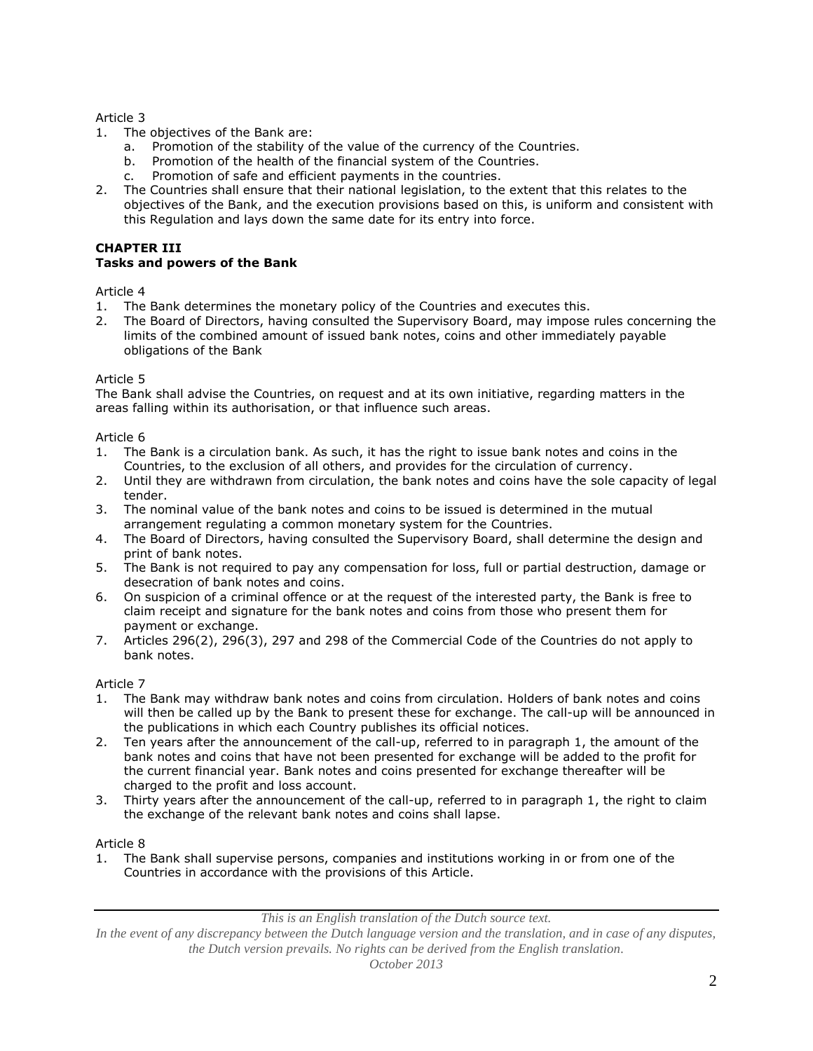Article 3

1. The objectives of the Bank are:
   a. Promotion of the stability of the value of the currency of the Countries.
   b. Promotion of the health of the financial system of the Countries.
   c. Promotion of safe and efficient payments in the countries.
2. The Countries shall ensure that their national legislation, to the extent that this relates to the objectives of the Bank, and the execution provisions based on this, is uniform and consistent with this Regulation and lays down the same date for its entry into force.

**CHAPTER III**
**Tasks and powers of the Bank**

Article 4

1. The Bank determines the monetary policy of the Countries and executes this.
2. The Board of Directors, having consulted the Supervisory Board, may impose rules concerning the limits of the combined amount of issued bank notes, coins and other immediately payable obligations of the Bank

Article 5

The Bank shall advise the Countries, on request and at its own initiative, regarding matters in the areas falling within its authorisation, or that influence such areas.

Article 6

1. The Bank is a circulation bank. As such, it has the right to issue bank notes and coins in the Countries, to the exclusion of all others, and provides for the circulation of currency.
2. Until they are withdrawn from circulation, the bank notes and coins have the sole capacity of legal tender.
3. The nominal value of the bank notes and coins to be issued is determined in the mutual arrangement regulating a common monetary system for the Countries.
4. The Board of Directors, having consulted the Supervisory Board, shall determine the design and print of bank notes.
5. The Bank is not required to pay any compensation for loss, full or partial destruction, damage or desecration of bank notes and coins.
6. On suspicion of a criminal offence or at the request of the interested party, the Bank is free to claim receipt and signature for the bank notes and coins from those who present them for payment or exchange.
7. Articles 296(2), 296(3), 297 and 298 of the Commercial Code of the Countries do not apply to bank notes.

Article 7

1. The Bank may withdraw bank notes and coins from circulation. Holders of bank notes and coins will then be called up by the Bank to present these for exchange. The call-up will be announced in the publications in which each Country publishes its official notices.
2. Ten years after the announcement of the call-up, referred to in paragraph 1, the amount of the bank notes and coins that have not been presented for exchange will be added to the profit for the current financial year. Bank notes and coins presented for exchange thereafter will be charged to the profit and loss account.
3. Thirty years after the announcement of the call-up, referred to in paragraph 1, the right to claim the exchange of the relevant bank notes and coins shall lapse.

Article 8

1. The Bank shall supervise persons, companies and institutions working in or from one of the Countries in accordance with the provisions of this Article.

*This is an English translation of the Dutch source text.*
*In the event of any discrepancy between the Dutch language version and the translation, and in case of any disputes, the Dutch version prevails. No rights can be derived from the English translation.*
*October 2013*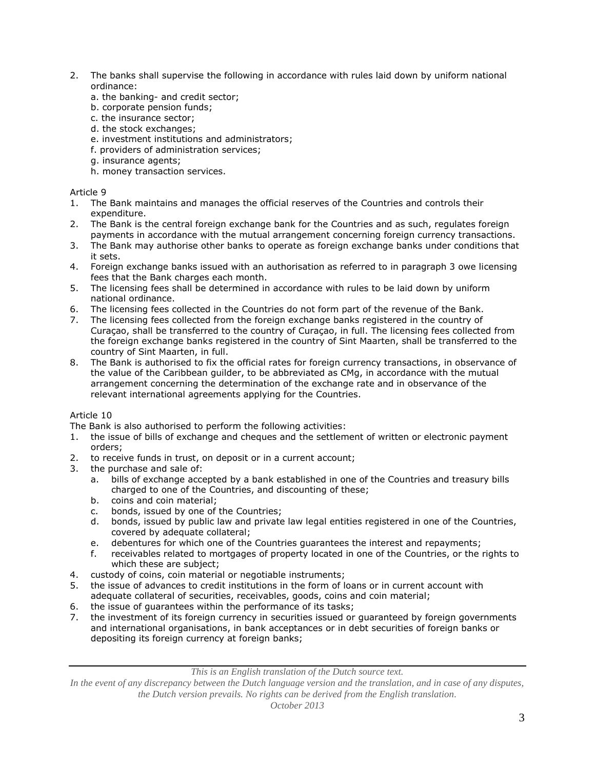2. The banks shall supervise the following in accordance with rules laid down by uniform national ordinance:
   a. the banking- and credit sector;
   b. corporate pension funds;
   c. the insurance sector;
   d. the stock exchanges;
   e. investment institutions and administrators;
   f. providers of administration services;
   g. insurance agents;
   h. money transaction services.

Article 9

1. The Bank maintains and manages the official reserves of the Countries and controls their expenditure.
2. The Bank is the central foreign exchange bank for the Countries and as such, regulates foreign payments in accordance with the mutual arrangement concerning foreign currency transactions.
3. The Bank may authorise other banks to operate as foreign exchange banks under conditions that it sets.
4. Foreign exchange banks issued with an authorisation as referred to in paragraph 3 owe licensing fees that the Bank charges each month.
5. The licensing fees shall be determined in accordance with rules to be laid down by uniform national ordinance.
6. The licensing fees collected in the Countries do not form part of the revenue of the Bank.
7. The licensing fees collected from the foreign exchange banks registered in the country of Curaçao, shall be transferred to the country of Curaçao, in full. The licensing fees collected from the foreign exchange banks registered in the country of Sint Maarten, shall be transferred to the country of Sint Maarten, in full.
8. The Bank is authorised to fix the official rates for foreign currency transactions, in observance of the value of the Caribbean guilder, to be abbreviated as CMg, in accordance with the mutual arrangement concerning the determination of the exchange rate and in observance of the relevant international agreements applying for the Countries.

Article 10

The Bank is also authorised to perform the following activities:

1. the issue of bills of exchange and cheques and the settlement of written or electronic payment orders;
2. to receive funds in trust, on deposit or in a current account;
3. the purchase and sale of:
   a. bills of exchange accepted by a bank established in one of the Countries and treasury bills charged to one of the Countries, and discounting of these;
   b. coins and coin material;
   c. bonds, issued by one of the Countries;
   d. bonds, issued by public law and private law legal entities registered in one of the Countries, covered by adequate collateral;
   e. debentures for which one of the Countries guarantees the interest and repayments;
   f. receivables related to mortgages of property located in one of the Countries, or the rights to which these are subject;
4. custody of coins, coin material or negotiable instruments;
5. the issue of advances to credit institutions in the form of loans or in current account with adequate collateral of securities, receivables, goods, coins and coin material;
6. the issue of guarantees within the performance of its tasks;
7. the investment of its foreign currency in securities issued or guaranteed by foreign governments and international organisations, in bank acceptances or in debt securities of foreign banks or depositing its foreign currency at foreign banks;

*This is an English translation of the Dutch source text.*
*In the event of any discrepancy between the Dutch language version and the translation, and in case of any disputes, the Dutch version prevails. No rights can be derived from the English translation.*
*October 2013*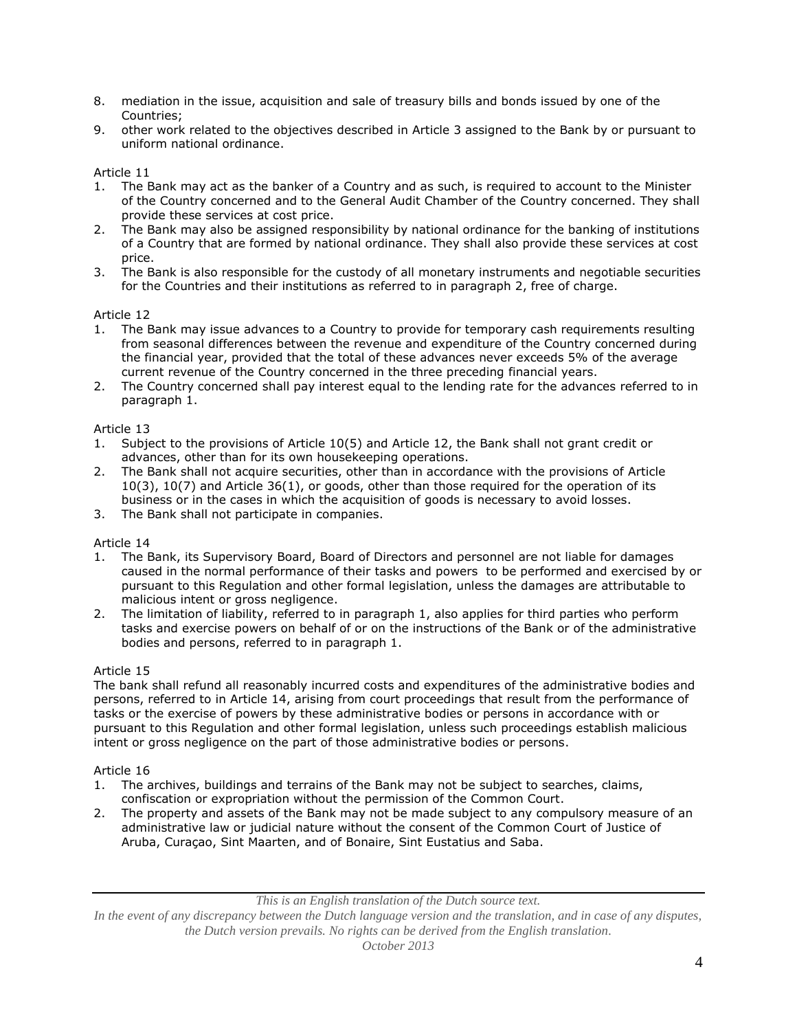8. mediation in the issue, acquisition and sale of treasury bills and bonds issued by one of the Countries;
9. other work related to the objectives described in Article 3 assigned to the Bank by or pursuant to uniform national ordinance.

Article 11

1. The Bank may act as the banker of a Country and as such, is required to account to the Minister of the Country concerned and to the General Audit Chamber of the Country concerned. They shall provide these services at cost price.
2. The Bank may also be assigned responsibility by national ordinance for the banking of institutions of a Country that are formed by national ordinance. They shall also provide these services at cost price.
3. The Bank is also responsible for the custody of all monetary instruments and negotiable securities for the Countries and their institutions as referred to in paragraph 2, free of charge.

Article 12

1. The Bank may issue advances to a Country to provide for temporary cash requirements resulting from seasonal differences between the revenue and expenditure of the Country concerned during the financial year, provided that the total of these advances never exceeds 5% of the average current revenue of the Country concerned in the three preceding financial years.
2. The Country concerned shall pay interest equal to the lending rate for the advances referred to in paragraph 1.

Article 13

1. Subject to the provisions of Article 10(5) and Article 12, the Bank shall not grant credit or advances, other than for its own housekeeping operations.
2. The Bank shall not acquire securities, other than in accordance with the provisions of Article 10(3), 10(7) and Article 36(1), or goods, other than those required for the operation of its business or in the cases in which the acquisition of goods is necessary to avoid losses.
3. The Bank shall not participate in companies.

Article 14

1. The Bank, its Supervisory Board, Board of Directors and personnel are not liable for damages caused in the normal performance of their tasks and powers to be performed and exercised by or pursuant to this Regulation and other formal legislation, unless the damages are attributable to malicious intent or gross negligence.
2. The limitation of liability, referred to in paragraph 1, also applies for third parties who perform tasks and exercise powers on behalf of or on the instructions of the Bank or of the administrative bodies and persons, referred to in paragraph 1.

Article 15

The bank shall refund all reasonably incurred costs and expenditures of the administrative bodies and persons, referred to in Article 14, arising from court proceedings that result from the performance of tasks or the exercise of powers by these administrative bodies or persons in accordance with or pursuant to this Regulation and other formal legislation, unless such proceedings establish malicious intent or gross negligence on the part of those administrative bodies or persons.

Article 16

1. The archives, buildings and terrains of the Bank may not be subject to searches, claims, confiscation or expropriation without the permission of the Common Court.
2. The property and assets of the Bank may not be made subject to any compulsory measure of an administrative law or judicial nature without the consent of the Common Court of Justice of Aruba, Curaçao, Sint Maarten, and of Bonaire, Sint Eustatius and Saba.

*This is an English translation of the Dutch source text.*
*In the event of any discrepancy between the Dutch language version and the translation, and in case of any disputes, the Dutch version prevails. No rights can be derived from the English translation.*
*October 2013*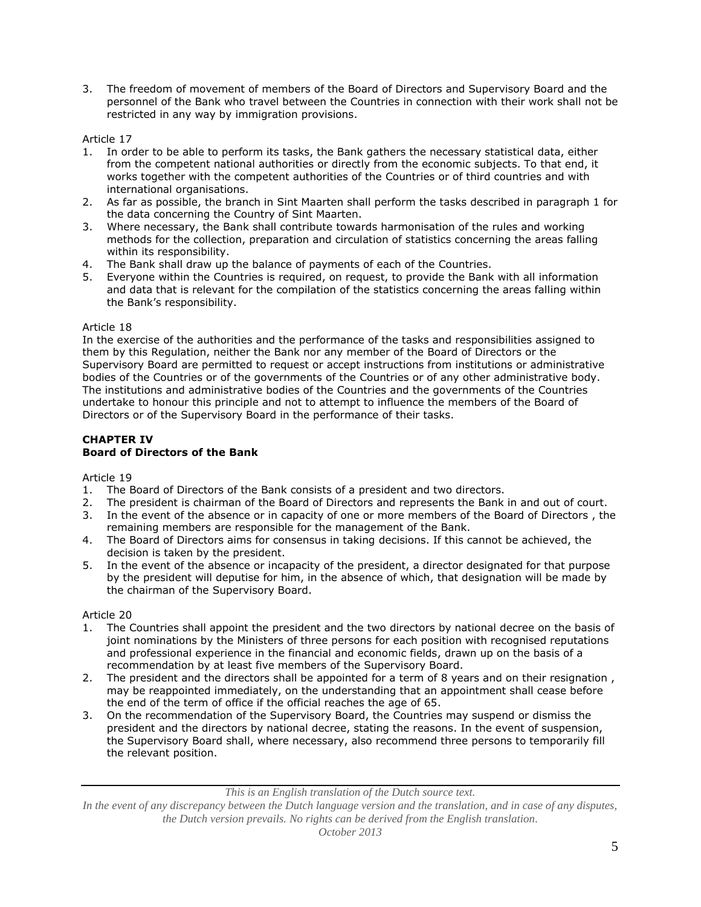3. The freedom of movement of members of the Board of Directors and Supervisory Board and the personnel of the Bank who travel between the Countries in connection with their work shall not be restricted in any way by immigration provisions.

Article 17

1. In order to be able to perform its tasks, the Bank gathers the necessary statistical data, either from the competent national authorities or directly from the economic subjects. To that end, it works together with the competent authorities of the Countries or of third countries and with international organisations.
2. As far as possible, the branch in Sint Maarten shall perform the tasks described in paragraph 1 for the data concerning the Country of Sint Maarten.
3. Where necessary, the Bank shall contribute towards harmonisation of the rules and working methods for the collection, preparation and circulation of statistics concerning the areas falling within its responsibility.
4. The Bank shall draw up the balance of payments of each of the Countries.
5. Everyone within the Countries is required, on request, to provide the Bank with all information and data that is relevant for the compilation of the statistics concerning the areas falling within the Bank's responsibility.

Article 18

In the exercise of the authorities and the performance of the tasks and responsibilities assigned to them by this Regulation, neither the Bank nor any member of the Board of Directors or the Supervisory Board are permitted to request or accept instructions from institutions or administrative bodies of the Countries or of the governments of the Countries or of any other administrative body. The institutions and administrative bodies of the Countries and the governments of the Countries undertake to honour this principle and not to attempt to influence the members of the Board of Directors or of the Supervisory Board in the performance of their tasks.

**CHAPTER IV**
**Board of Directors of the Bank**

Article 19

1. The Board of Directors of the Bank consists of a president and two directors.
2. The president is chairman of the Board of Directors and represents the Bank in and out of court.
3. In the event of the absence or in capacity of one or more members of the Board of Directors , the remaining members are responsible for the management of the Bank.
4. The Board of Directors aims for consensus in taking decisions. If this cannot be achieved, the decision is taken by the president.
5. In the event of the absence or incapacity of the president, a director designated for that purpose by the president will deputise for him, in the absence of which, that designation will be made by the chairman of the Supervisory Board.

Article 20

1. The Countries shall appoint the president and the two directors by national decree on the basis of joint nominations by the Ministers of three persons for each position with recognised reputations and professional experience in the financial and economic fields, drawn up on the basis of a recommendation by at least five members of the Supervisory Board.
2. The president and the directors shall be appointed for a term of 8 years and on their resignation , may be reappointed immediately, on the understanding that an appointment shall cease before the end of the term of office if the official reaches the age of 65.
3. On the recommendation of the Supervisory Board, the Countries may suspend or dismiss the president and the directors by national decree, stating the reasons. In the event of suspension, the Supervisory Board shall, where necessary, also recommend three persons to temporarily fill the relevant position.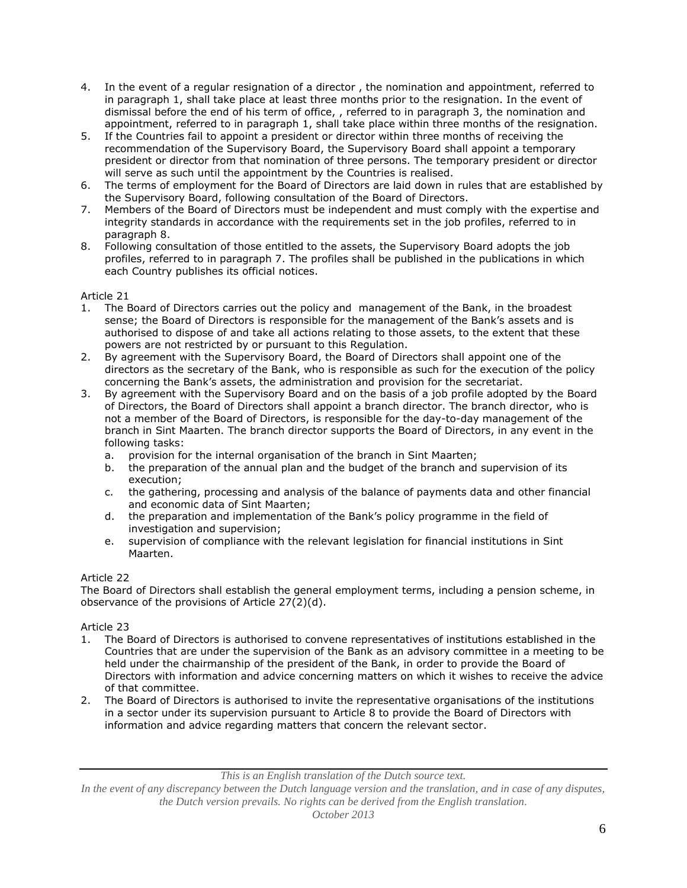4. In the event of a regular resignation of a director , the nomination and appointment, referred to in paragraph 1, shall take place at least three months prior to the resignation. In the event of dismissal before the end of his term of office, , referred to in paragraph 3, the nomination and appointment, referred to in paragraph 1, shall take place within three months of the resignation.
5. If the Countries fail to appoint a president or director within three months of receiving the recommendation of the Supervisory Board, the Supervisory Board shall appoint a temporary president or director from that nomination of three persons. The temporary president or director will serve as such until the appointment by the Countries is realised.
6. The terms of employment for the Board of Directors are laid down in rules that are established by the Supervisory Board, following consultation of the Board of Directors.
7. Members of the Board of Directors must be independent and must comply with the expertise and integrity standards in accordance with the requirements set in the job profiles, referred to in paragraph 8.
8. Following consultation of those entitled to the assets, the Supervisory Board adopts the job profiles, referred to in paragraph 7. The profiles shall be published in the publications in which each Country publishes its official notices.

Article 21

1. The Board of Directors carries out the policy and management of the Bank, in the broadest sense; the Board of Directors is responsible for the management of the Bank's assets and is authorised to dispose of and take all actions relating to those assets, to the extent that these powers are not restricted by or pursuant to this Regulation.
2. By agreement with the Supervisory Board, the Board of Directors shall appoint one of the directors as the secretary of the Bank, who is responsible as such for the execution of the policy concerning the Bank's assets, the administration and provision for the secretariat.
3. By agreement with the Supervisory Board and on the basis of a job profile adopted by the Board of Directors, the Board of Directors shall appoint a branch director. The branch director, who is not a member of the Board of Directors, is responsible for the day-to-day management of the branch in Sint Maarten. The branch director supports the Board of Directors, in any event in the following tasks:
   a. provision for the internal organisation of the branch in Sint Maarten;
   b. the preparation of the annual plan and the budget of the branch and supervision of its execution;
   c. the gathering, processing and analysis of the balance of payments data and other financial and economic data of Sint Maarten;
   d. the preparation and implementation of the Bank's policy programme in the field of investigation and supervision;
   e. supervision of compliance with the relevant legislation for financial institutions in Sint Maarten.

Article 22

The Board of Directors shall establish the general employment terms, including a pension scheme, in observance of the provisions of Article 27(2)(d).

Article 23

1. The Board of Directors is authorised to convene representatives of institutions established in the Countries that are under the supervision of the Bank as an advisory committee in a meeting to be held under the chairmanship of the president of the Bank, in order to provide the Board of Directors with information and advice concerning matters on which it wishes to receive the advice of that committee.
2. The Board of Directors is authorised to invite the representative organisations of the institutions in a sector under its supervision pursuant to Article 8 to provide the Board of Directors with information and advice regarding matters that concern the relevant sector.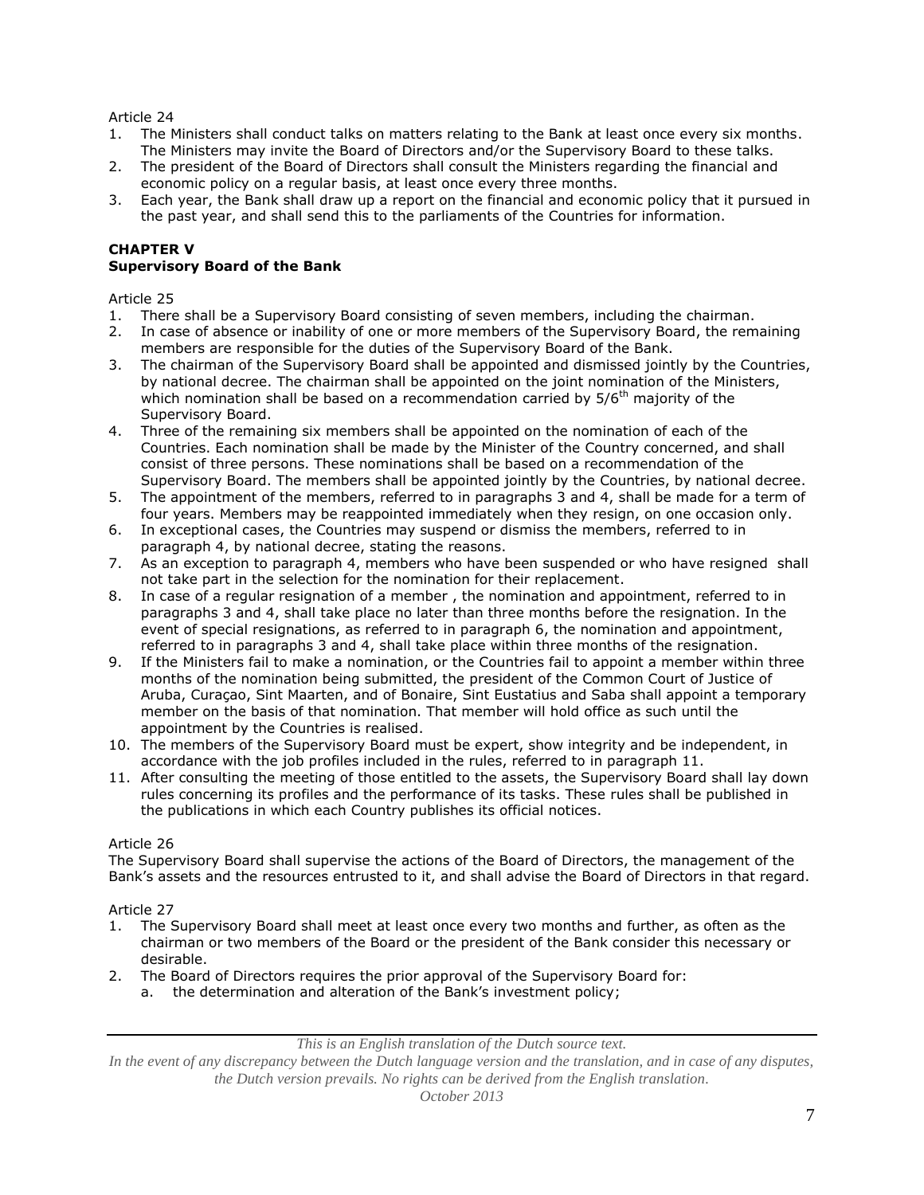Article 24

1. The Ministers shall conduct talks on matters relating to the Bank at least once every six months. The Ministers may invite the Board of Directors and/or the Supervisory Board to these talks.
2. The president of the Board of Directors shall consult the Ministers regarding the financial and economic policy on a regular basis, at least once every three months.
3. Each year, the Bank shall draw up a report on the financial and economic policy that it pursued in the past year, and shall send this to the parliaments of the Countries for information.

## CHAPTER V
## Supervisory Board of the Bank

Article 25

1. There shall be a Supervisory Board consisting of seven members, including the chairman.
2. In case of absence or inability of one or more members of the Supervisory Board, the remaining members are responsible for the duties of the Supervisory Board of the Bank.
3. The chairman of the Supervisory Board shall be appointed and dismissed jointly by the Countries, by national decree. The chairman shall be appointed on the joint nomination of the Ministers, which nomination shall be based on a recommendation carried by 5/6th majority of the Supervisory Board.
4. Three of the remaining six members shall be appointed on the nomination of each of the Countries. Each nomination shall be made by the Minister of the Country concerned, and shall consist of three persons. These nominations shall be based on a recommendation of the Supervisory Board. The members shall be appointed jointly by the Countries, by national decree.
5. The appointment of the members, referred to in paragraphs 3 and 4, shall be made for a term of four years. Members may be reappointed immediately when they resign, on one occasion only.
6. In exceptional cases, the Countries may suspend or dismiss the members, referred to in paragraph 4, by national decree, stating the reasons.
7. As an exception to paragraph 4, members who have been suspended or who have resigned shall not take part in the selection for the nomination for their replacement.
8. In case of a regular resignation of a member , the nomination and appointment, referred to in paragraphs 3 and 4, shall take place no later than three months before the resignation. In the event of special resignations, as referred to in paragraph 6, the nomination and appointment, referred to in paragraphs 3 and 4, shall take place within three months of the resignation.
9. If the Ministers fail to make a nomination, or the Countries fail to appoint a member within three months of the nomination being submitted, the president of the Common Court of Justice of Aruba, Curaçao, Sint Maarten, and of Bonaire, Sint Eustatius and Saba shall appoint a temporary member on the basis of that nomination. That member will hold office as such until the appointment by the Countries is realised.
10. The members of the Supervisory Board must be expert, show integrity and be independent, in accordance with the job profiles included in the rules, referred to in paragraph 11.
11. After consulting the meeting of those entitled to the assets, the Supervisory Board shall lay down rules concerning its profiles and the performance of its tasks. These rules shall be published in the publications in which each Country publishes its official notices.

Article 26

The Supervisory Board shall supervise the actions of the Board of Directors, the management of the Bank's assets and the resources entrusted to it, and shall advise the Board of Directors in that regard.

Article 27

1. The Supervisory Board shall meet at least once every two months and further, as often as the chairman or two members of the Board or the president of the Bank consider this necessary or desirable.
2. The Board of Directors requires the prior approval of the Supervisory Board for:
   a. the determination and alteration of the Bank's investment policy;

*This is an English translation of the Dutch source text.*
*In the event of any discrepancy between the Dutch language version and the translation, and in case of any disputes, the Dutch version prevails. No rights can be derived from the English translation.*
*October 2013*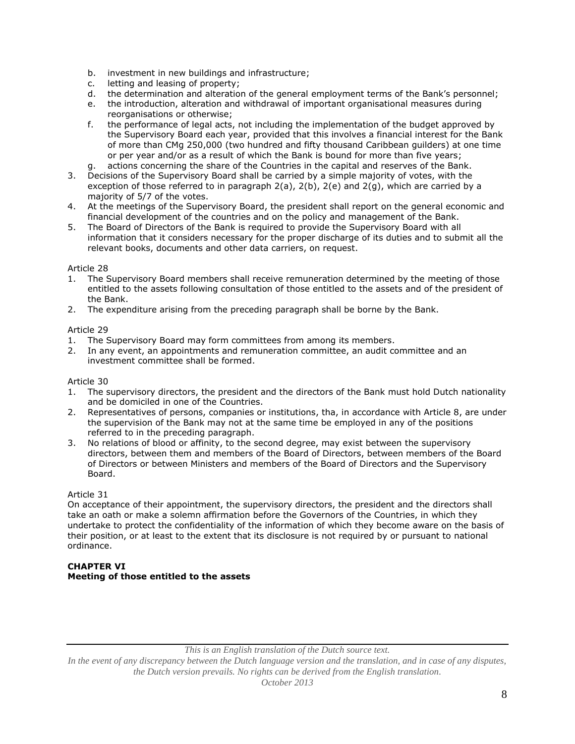b. investment in new buildings and infrastructure;
   c. letting and leasing of property;
   d. the determination and alteration of the general employment terms of the Bank's personnel;
   e. the introduction, alteration and withdrawal of important organisational measures during reorganisations or otherwise;
   f. the performance of legal acts, not including the implementation of the budget approved by the Supervisory Board each year, provided that this involves a financial interest for the Bank of more than CMg 250,000 (two hundred and fifty thousand Caribbean guilders) at one time or per year and/or as a result of which the Bank is bound for more than five years;
   g. actions concerning the share of the Countries in the capital and reserves of the Bank.
3. Decisions of the Supervisory Board shall be carried by a simple majority of votes, with the exception of those referred to in paragraph 2(a), 2(b), 2(e) and 2(g), which are carried by a majority of 5/7 of the votes.
4. At the meetings of the Supervisory Board, the president shall report on the general economic and financial development of the countries and on the policy and management of the Bank.
5. The Board of Directors of the Bank is required to provide the Supervisory Board with all information that it considers necessary for the proper discharge of its duties and to submit all the relevant books, documents and other data carriers, on request.

Article 28
1. The Supervisory Board members shall receive remuneration determined by the meeting of those entitled to the assets following consultation of those entitled to the assets and of the president of the Bank.
2. The expenditure arising from the preceding paragraph shall be borne by the Bank.

Article 29
1. The Supervisory Board may form committees from among its members.
2. In any event, an appointments and remuneration committee, an audit committee and an investment committee shall be formed.

Article 30
1. The supervisory directors, the president and the directors of the Bank must hold Dutch nationality and be domiciled in one of the Countries.
2. Representatives of persons, companies or institutions, tha, in accordance with Article 8, are under the supervision of the Bank may not at the same time be employed in any of the positions referred to in the preceding paragraph.
3. No relations of blood or affinity, to the second degree, may exist between the supervisory directors, between them and members of the Board of Directors, between members of the Board of Directors or between Ministers and members of the Board of Directors and the Supervisory Board.

Article 31
On acceptance of their appointment, the supervisory directors, the president and the directors shall take an oath or make a solemn affirmation before the Governors of the Countries, in which they undertake to protect the confidentiality of the information of which they become aware on the basis of their position, or at least to the extent that its disclosure is not required by or pursuant to national ordinance.

**CHAPTER VI**
**Meeting of those entitled to the assets**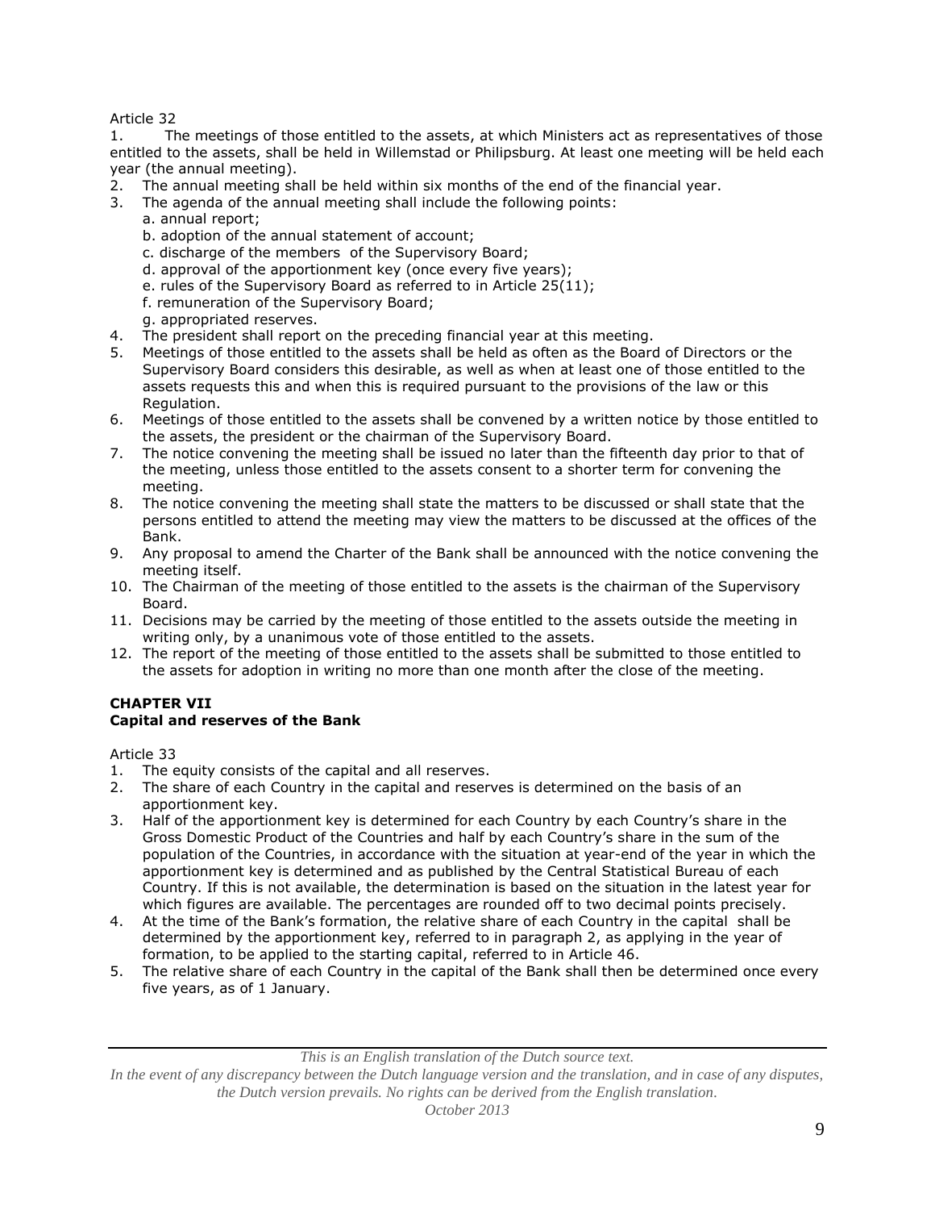Article 32

1. The meetings of those entitled to the assets, at which Ministers act as representatives of those entitled to the assets, shall be held in Willemstad or Philipsburg. At least one meeting will be held each year (the annual meeting).
2. The annual meeting shall be held within six months of the end of the financial year.
3. The agenda of the annual meeting shall include the following points:
   a. annual report;
   b. adoption of the annual statement of account;
   c. discharge of the members of the Supervisory Board;
   d. approval of the apportionment key (once every five years);
   e. rules of the Supervisory Board as referred to in Article 25(11);
   f. remuneration of the Supervisory Board;
   g. appropriated reserves.
4. The president shall report on the preceding financial year at this meeting.
5. Meetings of those entitled to the assets shall be held as often as the Board of Directors or the Supervisory Board considers this desirable, as well as when at least one of those entitled to the assets requests this and when this is required pursuant to the provisions of the law or this Regulation.
6. Meetings of those entitled to the assets shall be convened by a written notice by those entitled to the assets, the president or the chairman of the Supervisory Board.
7. The notice convening the meeting shall be issued no later than the fifteenth day prior to that of the meeting, unless those entitled to the assets consent to a shorter term for convening the meeting.
8. The notice convening the meeting shall state the matters to be discussed or shall state that the persons entitled to attend the meeting may view the matters to be discussed at the offices of the Bank.
9. Any proposal to amend the Charter of the Bank shall be announced with the notice convening the meeting itself.
10. The Chairman of the meeting of those entitled to the assets is the chairman of the Supervisory Board.
11. Decisions may be carried by the meeting of those entitled to the assets outside the meeting in writing only, by a unanimous vote of those entitled to the assets.
12. The report of the meeting of those entitled to the assets shall be submitted to those entitled to the assets for adoption in writing no more than one month after the close of the meeting.

**CHAPTER VII**
**Capital and reserves of the Bank**

Article 33

1. The equity consists of the capital and all reserves.
2. The share of each Country in the capital and reserves is determined on the basis of an apportionment key.
3. Half of the apportionment key is determined for each Country by each Country's share in the Gross Domestic Product of the Countries and half by each Country's share in the sum of the population of the Countries, in accordance with the situation at year-end of the year in which the apportionment key is determined and as published by the Central Statistical Bureau of each Country. If this is not available, the determination is based on the situation in the latest year for which figures are available. The percentages are rounded off to two decimal points precisely.
4. At the time of the Bank's formation, the relative share of each Country in the capital shall be determined by the apportionment key, referred to in paragraph 2, as applying in the year of formation, to be applied to the starting capital, referred to in Article 46.
5. The relative share of each Country in the capital of the Bank shall then be determined once every five years, as of 1 January.

*This is an English translation of the Dutch source text.*
*In the event of any discrepancy between the Dutch language version and the translation, and in case of any disputes, the Dutch version prevails. No rights can be derived from the English translation.*
*October 2013*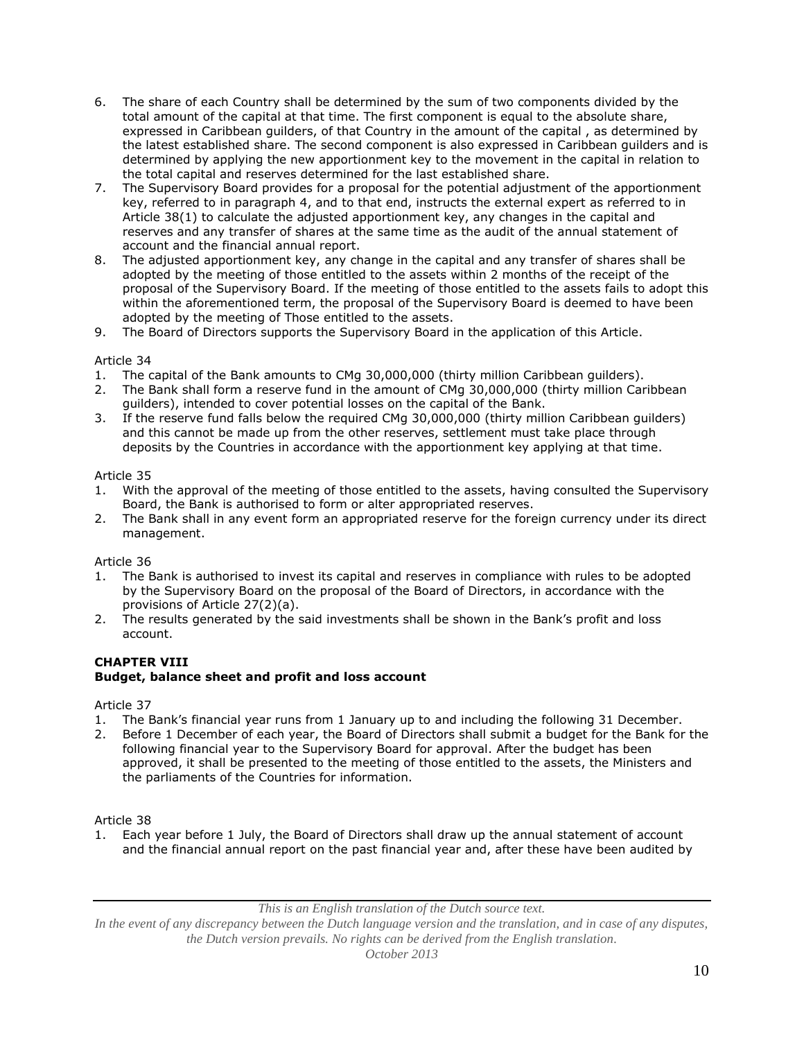6. The share of each Country shall be determined by the sum of two components divided by the total amount of the capital at that time. The first component is equal to the absolute share, expressed in Caribbean guilders, of that Country in the amount of the capital , as determined by the latest established share. The second component is also expressed in Caribbean guilders and is determined by applying the new apportionment key to the movement in the capital in relation to the total capital and reserves determined for the last established share.
7. The Supervisory Board provides for a proposal for the potential adjustment of the apportionment key, referred to in paragraph 4, and to that end, instructs the external expert as referred to in Article 38(1) to calculate the adjusted apportionment key, any changes in the capital and reserves and any transfer of shares at the same time as the audit of the annual statement of account and the financial annual report.
8. The adjusted apportionment key, any change in the capital and any transfer of shares shall be adopted by the meeting of those entitled to the assets within 2 months of the receipt of the proposal of the Supervisory Board. If the meeting of those entitled to the assets fails to adopt this within the aforementioned term, the proposal of the Supervisory Board is deemed to have been adopted by the meeting of Those entitled to the assets.
9. The Board of Directors supports the Supervisory Board in the application of this Article.

Article 34
1. The capital of the Bank amounts to CMg 30,000,000 (thirty million Caribbean guilders).
2. The Bank shall form a reserve fund in the amount of CMg 30,000,000 (thirty million Caribbean guilders), intended to cover potential losses on the capital of the Bank.
3. If the reserve fund falls below the required CMg 30,000,000 (thirty million Caribbean guilders) and this cannot be made up from the other reserves, settlement must take place through deposits by the Countries in accordance with the apportionment key applying at that time.

Article 35
1. With the approval of the meeting of those entitled to the assets, having consulted the Supervisory Board, the Bank is authorised to form or alter appropriated reserves.
2. The Bank shall in any event form an appropriated reserve for the foreign currency under its direct management.

Article 36
1. The Bank is authorised to invest its capital and reserves in compliance with rules to be adopted by the Supervisory Board on the proposal of the Board of Directors, in accordance with the provisions of Article 27(2)(a).
2. The results generated by the said investments shall be shown in the Bank's profit and loss account.

**CHAPTER VIII**
**Budget, balance sheet and profit and loss account**

Article 37
1. The Bank's financial year runs from 1 January up to and including the following 31 December.
2. Before 1 December of each year, the Board of Directors shall submit a budget for the Bank for the following financial year to the Supervisory Board for approval. After the budget has been approved, it shall be presented to the meeting of those entitled to the assets, the Ministers and the parliaments of the Countries for information.

Article 38
1. Each year before 1 July, the Board of Directors shall draw up the annual statement of account and the financial annual report on the past financial year and, after these have been audited by

*This is an English translation of the Dutch source text.*
*In the event of any discrepancy between the Dutch language version and the translation, and in case of any disputes, the Dutch version prevails. No rights can be derived from the English translation.*
*October 2013*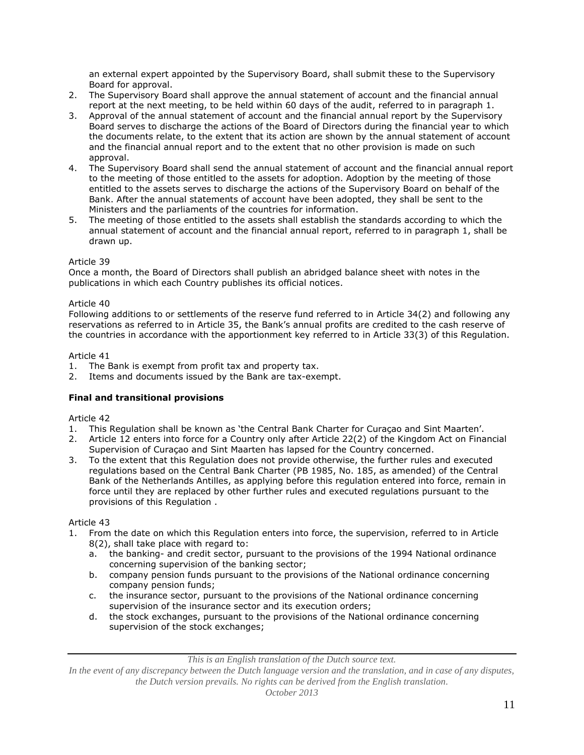an external expert appointed by the Supervisory Board, shall submit these to the Supervisory Board for approval.

2. The Supervisory Board shall approve the annual statement of account and the financial annual report at the next meeting, to be held within 60 days of the audit, referred to in paragraph 1.
3. Approval of the annual statement of account and the financial annual report by the Supervisory Board serves to discharge the actions of the Board of Directors during the financial year to which the documents relate, to the extent that its action are shown by the annual statement of account and the financial annual report and to the extent that no other provision is made on such approval.
4. The Supervisory Board shall send the annual statement of account and the financial annual report to the meeting of those entitled to the assets for adoption. Adoption by the meeting of those entitled to the assets serves to discharge the actions of the Supervisory Board on behalf of the Bank. After the annual statements of account have been adopted, they shall be sent to the Ministers and the parliaments of the countries for information.
5. The meeting of those entitled to the assets shall establish the standards according to which the annual statement of account and the financial annual report, referred to in paragraph 1, shall be drawn up.

Article 39

Once a month, the Board of Directors shall publish an abridged balance sheet with notes in the publications in which each Country publishes its official notices.

Article 40

Following additions to or settlements of the reserve fund referred to in Article 34(2) and following any reservations as referred to in Article 35, the Bank's annual profits are credited to the cash reserve of the countries in accordance with the apportionment key referred to in Article 33(3) of this Regulation.

Article 41

1. The Bank is exempt from profit tax and property tax.
2. Items and documents issued by the Bank are tax-exempt.

**Final and transitional provisions**

Article 42

1. This Regulation shall be known as 'the Central Bank Charter for Curaçao and Sint Maarten'.
2. Article 12 enters into force for a Country only after Article 22(2) of the Kingdom Act on Financial Supervision of Curaçao and Sint Maarten has lapsed for the Country concerned.
3. To the extent that this Regulation does not provide otherwise, the further rules and executed regulations based on the Central Bank Charter (PB 1985, No. 185, as amended) of the Central Bank of the Netherlands Antilles, as applying before this regulation entered into force, remain in force until they are replaced by other further rules and executed regulations pursuant to the provisions of this Regulation .

Article 43

1. From the date on which this Regulation enters into force, the supervision, referred to in Article 8(2), shall take place with regard to:
   a. the banking- and credit sector, pursuant to the provisions of the 1994 National ordinance concerning supervision of the banking sector;
   b. company pension funds pursuant to the provisions of the National ordinance concerning company pension funds;
   c. the insurance sector, pursuant to the provisions of the National ordinance concerning supervision of the insurance sector and its execution orders;
   d. the stock exchanges, pursuant to the provisions of the National ordinance concerning supervision of the stock exchanges;

*This is an English translation of the Dutch source text.*
*In the event of any discrepancy between the Dutch language version and the translation, and in case of any disputes, the Dutch version prevails. No rights can be derived from the English translation.*
*October 2013*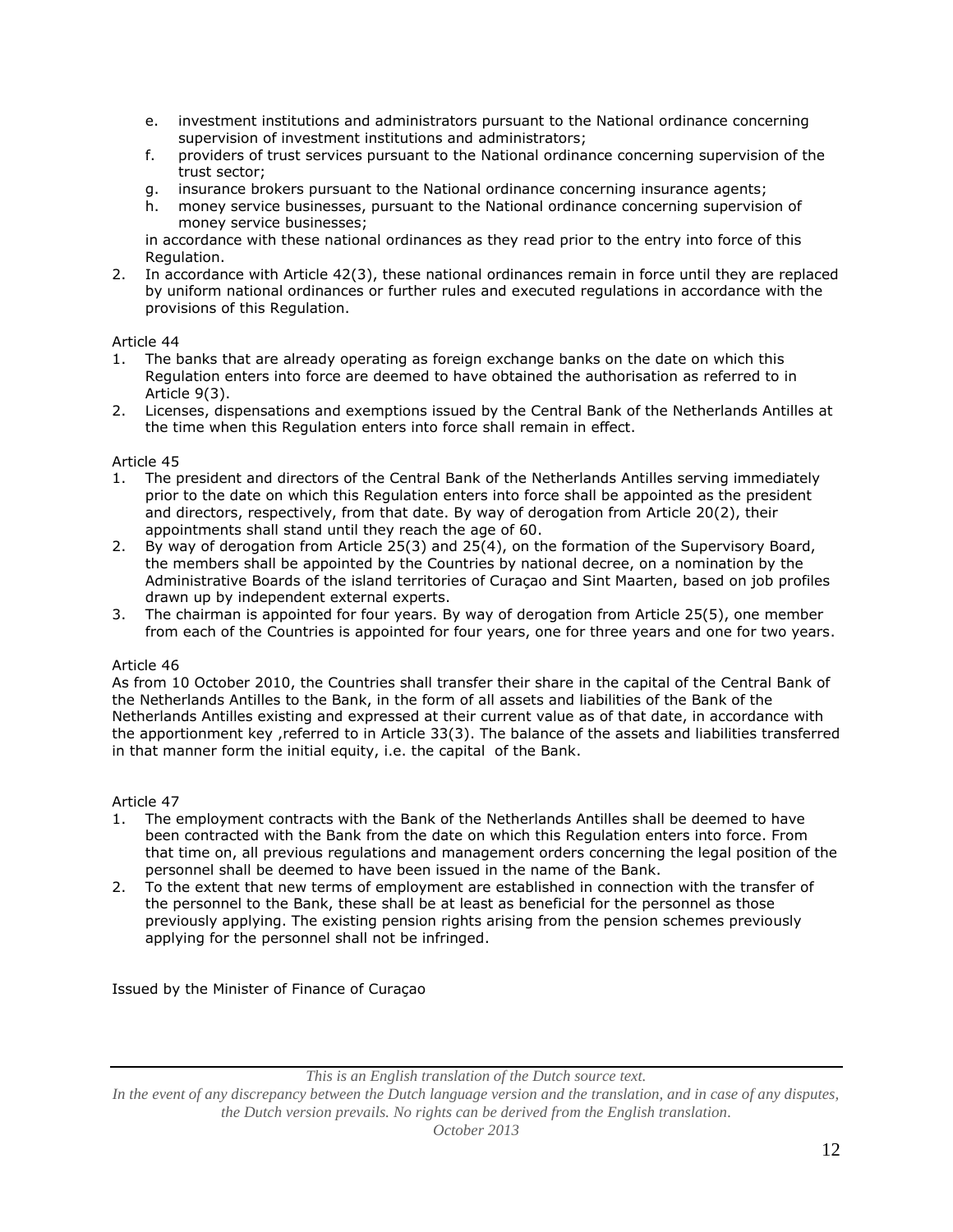e. investment institutions and administrators pursuant to the National ordinance concerning supervision of investment institutions and administrators;
f. providers of trust services pursuant to the National ordinance concerning supervision of the trust sector;
g. insurance brokers pursuant to the National ordinance concerning insurance agents;
h. money service businesses, pursuant to the National ordinance concerning supervision of money service businesses;

in accordance with these national ordinances as they read prior to the entry into force of this Regulation.

2. In accordance with Article 42(3), these national ordinances remain in force until they are replaced by uniform national ordinances or further rules and executed regulations in accordance with the provisions of this Regulation.

Article 44

1. The banks that are already operating as foreign exchange banks on the date on which this Regulation enters into force are deemed to have obtained the authorisation as referred to in Article 9(3).
2. Licenses, dispensations and exemptions issued by the Central Bank of the Netherlands Antilles at the time when this Regulation enters into force shall remain in effect.

Article 45

1. The president and directors of the Central Bank of the Netherlands Antilles serving immediately prior to the date on which this Regulation enters into force shall be appointed as the president and directors, respectively, from that date. By way of derogation from Article 20(2), their appointments shall stand until they reach the age of 60.
2. By way of derogation from Article 25(3) and 25(4), on the formation of the Supervisory Board, the members shall be appointed by the Countries by national decree, on a nomination by the Administrative Boards of the island territories of Curaçao and Sint Maarten, based on job profiles drawn up by independent external experts.
3. The chairman is appointed for four years. By way of derogation from Article 25(5), one member from each of the Countries is appointed for four years, one for three years and one for two years.

Article 46

As from 10 October 2010, the Countries shall transfer their share in the capital of the Central Bank of the Netherlands Antilles to the Bank, in the form of all assets and liabilities of the Bank of the Netherlands Antilles existing and expressed at their current value as of that date, in accordance with the apportionment key ,referred to in Article 33(3). The balance of the assets and liabilities transferred in that manner form the initial equity, i.e. the capital of the Bank.

Article 47

1. The employment contracts with the Bank of the Netherlands Antilles shall be deemed to have been contracted with the Bank from the date on which this Regulation enters into force. From that time on, all previous regulations and management orders concerning the legal position of the personnel shall be deemed to have been issued in the name of the Bank.
2. To the extent that new terms of employment are established in connection with the transfer of the personnel to the Bank, these shall be at least as beneficial for the personnel as those previously applying. The existing pension rights arising from the pension schemes previously applying for the personnel shall not be infringed.

Issued by the Minister of Finance of Curaçao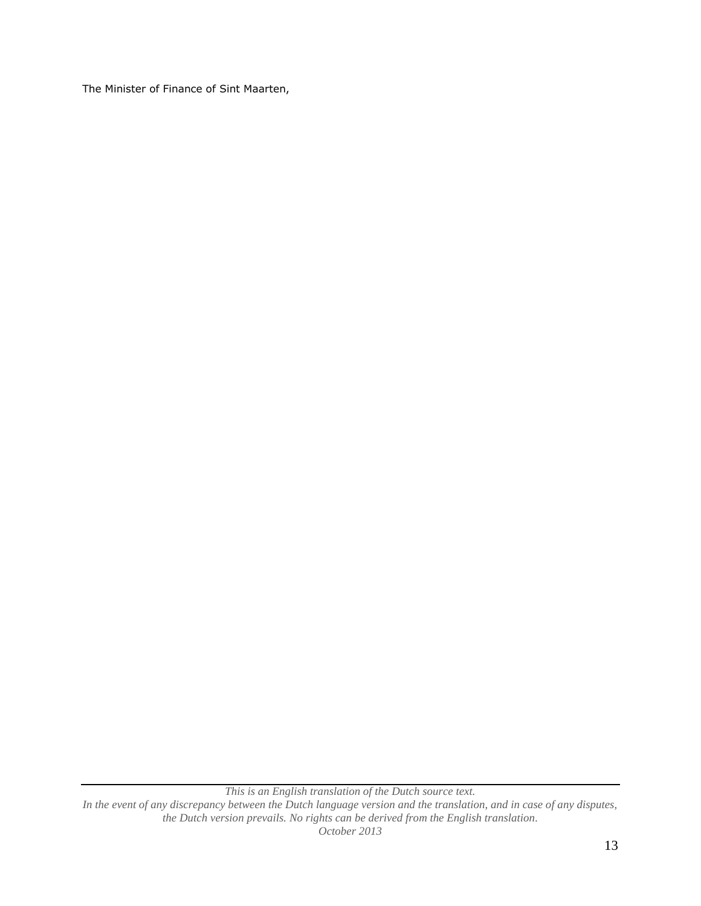The Minister of Finance of Sint Maarten,